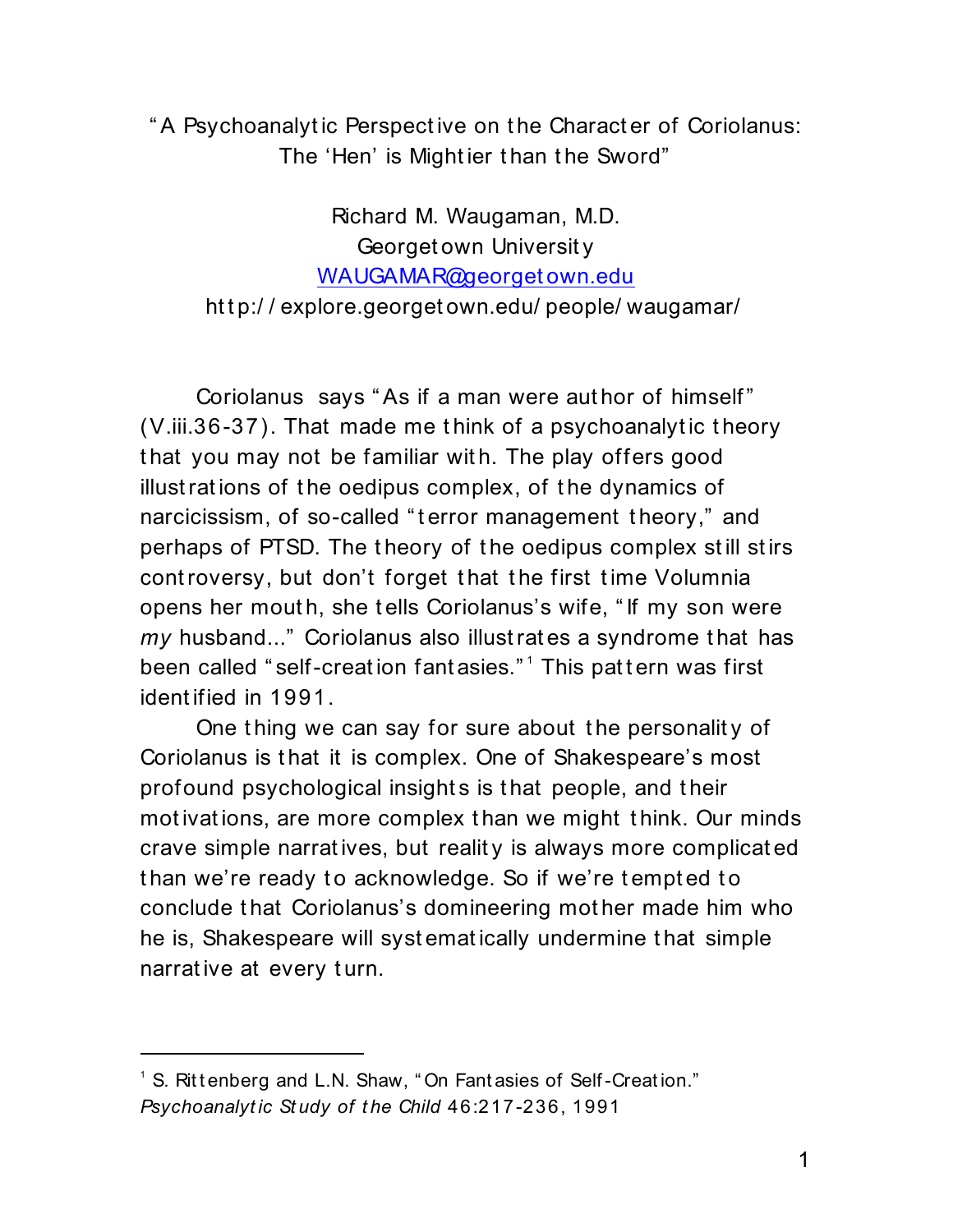# "A Psychoanalytic Perspective on the Character of Coriolanus: The 'Hen' is Mightier than the Sword"

Richard M. Waugaman, M.D.
Georgetown University
WAUGAMAR@georgetown.edu
http://explore.georgetown.edu/people/waugamar/

Coriolanus says "As if a man were author of himself" (V.iii.36-37). That made me think of a psychoanalytic theory that you may not be familiar with. The play offers good illustrations of the oedipus complex, of the dynamics of narcicissism, of so-called "terror management theory," and perhaps of PTSD. The theory of the oedipus complex still stirs controversy, but don't forget that the first time Volumnia opens her mouth, she tells Coriolanus's wife, "If my son were *my* husband..." Coriolanus also illustrates a syndrome that has been called "self-creation fantasies."[1] This pattern was first identified in 1991.

One thing we can say for sure about the personality of Coriolanus is that it is complex. One of Shakespeare's most profound psychological insights is that people, and their motivations, are more complex than we might think. Our minds crave simple narratives, but reality is always more complicated than we're ready to acknowledge. So if we're tempted to conclude that Coriolanus's domineering mother made him who he is, Shakespeare will systematically undermine that simple narrative at every turn.

---

[1] S. Rittenberg and L.N. Shaw, "On Fantasies of Self-Creation." *Psychoanalytic Study of the Child* 46:217-236, 1991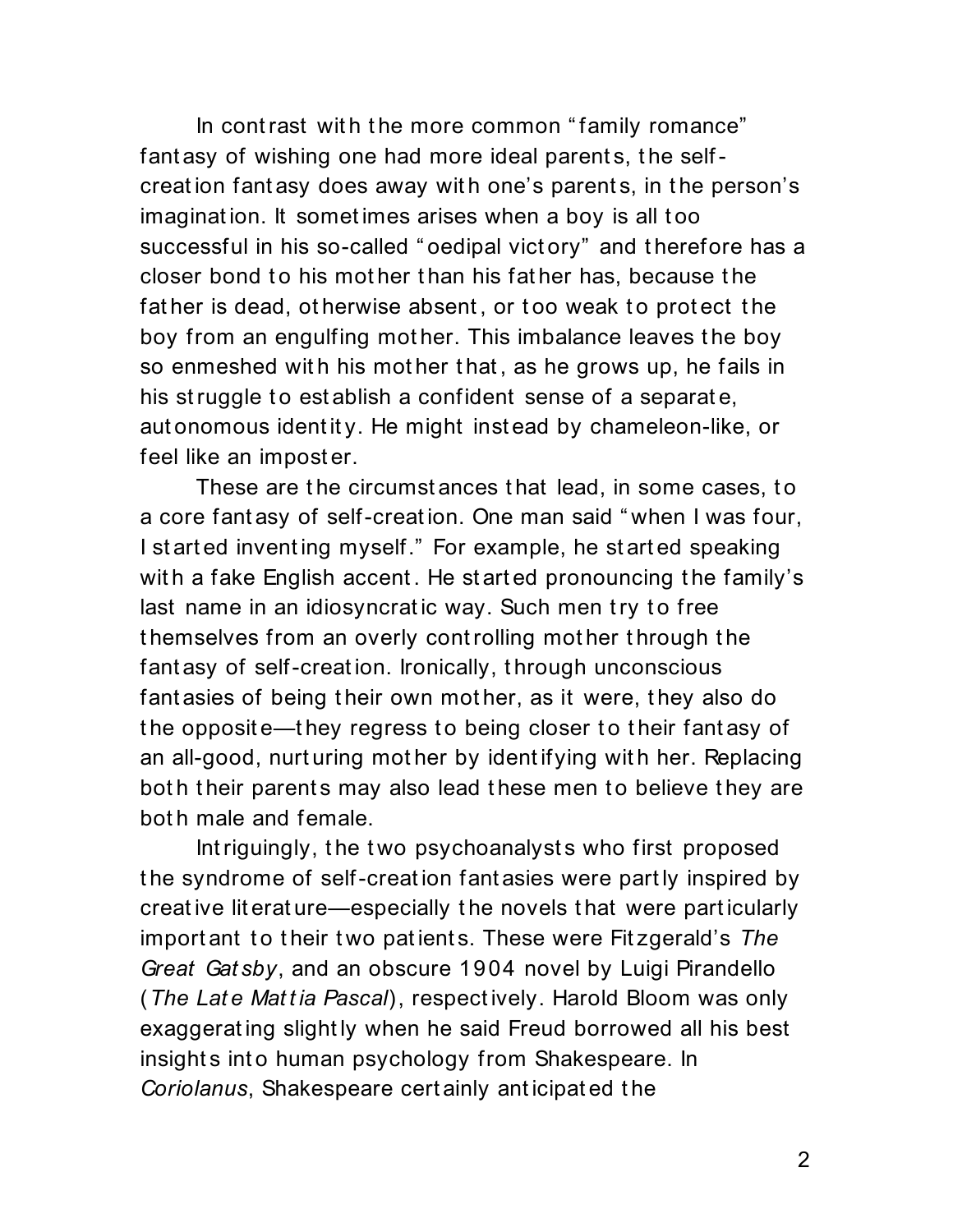In contrast with the more common "family romance" fantasy of wishing one had more ideal parents, the self-creation fantasy does away with one's parents, in the person's imagination. It sometimes arises when a boy is all too successful in his so-called "oedipal victory" and therefore has a closer bond to his mother than his father has, because the father is dead, otherwise absent, or too weak to protect the boy from an engulfing mother. This imbalance leaves the boy so enmeshed with his mother that, as he grows up, he fails in his struggle to establish a confident sense of a separate, autonomous identity. He might instead by chameleon-like, or feel like an imposter.

These are the circumstances that lead, in some cases, to a core fantasy of self-creation. One man said "when I was four, I started inventing myself." For example, he started speaking with a fake English accent. He started pronouncing the family's last name in an idiosyncratic way. Such men try to free themselves from an overly controlling mother through the fantasy of self-creation. Ironically, through unconscious fantasies of being their own mother, as it were, they also do the opposite—they regress to being closer to their fantasy of an all-good, nurturing mother by identifying with her. Replacing both their parents may also lead these men to believe they are both male and female.

Intriguingly, the two psychoanalysts who first proposed the syndrome of self-creation fantasies were partly inspired by creative literature—especially the novels that were particularly important to their two patients. These were Fitzgerald's *The Great Gatsby*, and an obscure 1904 novel by Luigi Pirandello (*The Late Mattia Pascal*), respectively. Harold Bloom was only exaggerating slightly when he said Freud borrowed all his best insights into human psychology from Shakespeare. In *Coriolanus*, Shakespeare certainly anticipated the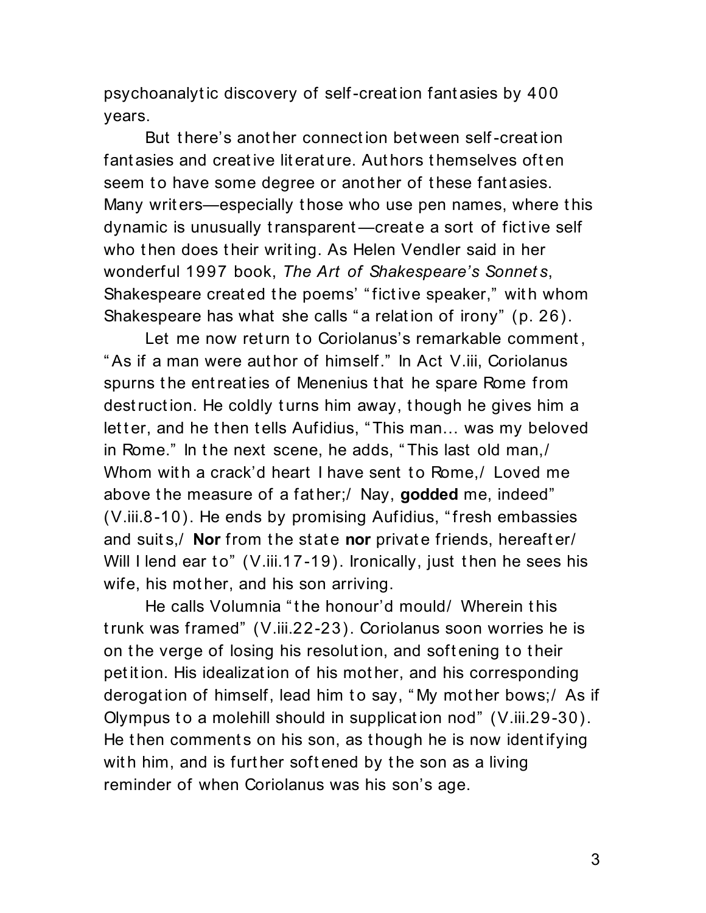psychoanalytic discovery of self-creation fantasies by 400 years.

But there's another connection between self-creation fantasies and creative literature. Authors themselves often seem to have some degree or another of these fantasies. Many writers—especially those who use pen names, where this dynamic is unusually transparent—create a sort of fictive self who then does their writing. As Helen Vendler said in her wonderful 1997 book, *The Art of Shakespeare's Sonnets*, Shakespeare created the poems' "fictive speaker," with whom Shakespeare has what she calls "a relation of irony" (p. 26).

Let me now return to Coriolanus's remarkable comment, "As if a man were author of himself." In Act V.iii, Coriolanus spurns the entreaties of Menenius that he spare Rome from destruction. He coldly turns him away, though he gives him a letter, and he then tells Aufidius, "This man... was my beloved in Rome." In the next scene, he adds, "This last old man,/ Whom with a crack'd heart I have sent to Rome,/ Loved me above the measure of a father;/ Nay, **godded** me, indeed" (V.iii.8-10). He ends by promising Aufidius, "fresh embassies and suits,/ **Nor** from the state **nor** private friends, hereafter/ Will I lend ear to" (V.iii.17-19). Ironically, just then he sees his wife, his mother, and his son arriving.

He calls Volumnia "the honour'd mould/ Wherein this trunk was framed" (V.iii.22-23). Coriolanus soon worries he is on the verge of losing his resolution, and softening to their petition. His idealization of his mother, and his corresponding derogation of himself, lead him to say, "My mother bows;/ As if Olympus to a molehill should in supplication nod" (V.iii.29-30). He then comments on his son, as though he is now identifying with him, and is further softened by the son as a living reminder of when Coriolanus was his son's age.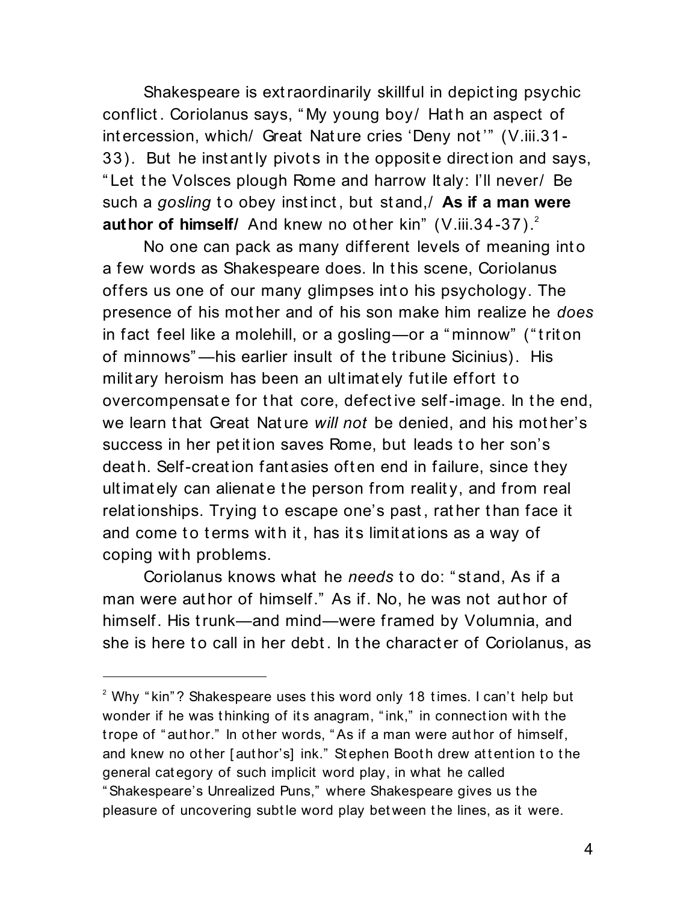Shakespeare is extraordinarily skillful in depicting psychic conflict. Coriolanus says, "My young boy/ Hath an aspect of intercession, which/ Great Nature cries 'Deny not'" (V.iii.31-33). But he instantly pivots in the opposite direction and says, "Let the Volsces plough Rome and harrow Italy: I'll never/ Be such a *gosling* to obey instinct, but stand,/ **As if a man were author of himself/** And knew no other kin" (V.iii.34-37).[2]

No one can pack as many different levels of meaning into a few words as Shakespeare does. In this scene, Coriolanus offers us one of our many glimpses into his psychology. The presence of his mother and of his son make him realize he *does* in fact feel like a molehill, or a gosling—or a "minnow" ("triton of minnows"—his earlier insult of the tribune Sicinius). His military heroism has been an ultimately futile effort to overcompensate for that core, defective self-image. In the end, we learn that Great Nature *will not* be denied, and his mother's success in her petition saves Rome, but leads to her son's death. Self-creation fantasies often end in failure, since they ultimately can alienate the person from reality, and from real relationships. Trying to escape one's past, rather than face it and come to terms with it, has its limitations as a way of coping with problems.

Coriolanus knows what he *needs* to do: "stand, As if a man were author of himself." As if. No, he was not author of himself. His trunk—and mind—were framed by Volumnia, and she is here to call in her debt. In the character of Coriolanus, as

---

[2] Why "kin"? Shakespeare uses this word only 18 times. I can't help but wonder if he was thinking of its anagram, "ink," in connection with the trope of "author." In other words, "As if a man were author of himself, and knew no other [author's] ink." Stephen Booth drew attention to the general category of such implicit word play, in what he called "Shakespeare's Unrealized Puns," where Shakespeare gives us the pleasure of uncovering subtle word play between the lines, as it were.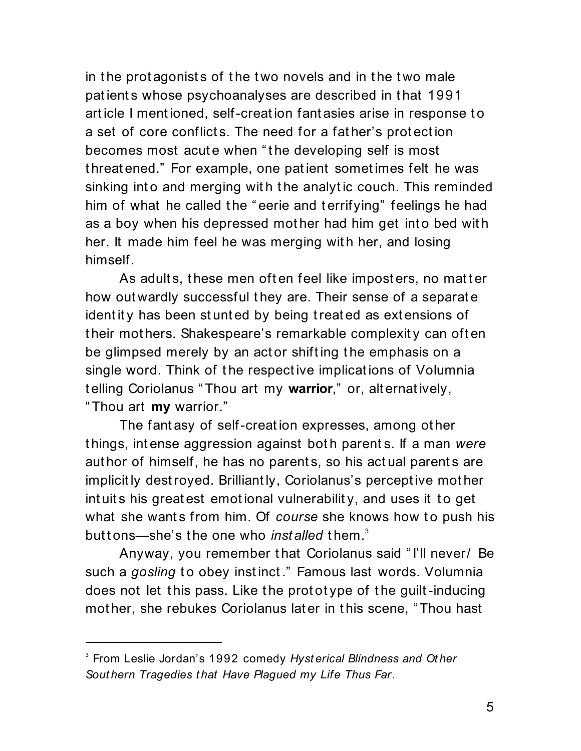in the protagonists of the two novels and in the two male patients whose psychoanalyses are described in that 1991 article I mentioned, self-creation fantasies arise in response to a set of core conflicts. The need for a father's protection becomes most acute when "the developing self is most threatened." For example, one patient sometimes felt he was sinking into and merging with the analytic couch. This reminded him of what he called the "eerie and terrifying" feelings he had as a boy when his depressed mother had him get into bed with her. It made him feel he was merging with her, and losing himself.

As adults, these men often feel like imposters, no matter how outwardly successful they are. Their sense of a separate identity has been stunted by being treated as extensions of their mothers. Shakespeare's remarkable complexity can often be glimpsed merely by an actor shifting the emphasis on a single word. Think of the respective implications of Volumnia telling Coriolanus "Thou art my **warrior**," or, alternatively, "Thou art **my** warrior."

The fantasy of self-creation expresses, among other things, intense aggression against both parents. If a man *were* author of himself, he has no parents, so his actual parents are implicitly destroyed. Brilliantly, Coriolanus's perceptive mother intuits his greatest emotional vulnerability, and uses it to get what she wants from him. Of *course* she knows how to push his buttons—she's the one who *installed* them.[3]

Anyway, you remember that Coriolanus said "I'll never/ Be such a *gosling* to obey instinct." Famous last words. Volumnia does not let this pass. Like the prototype of the guilt-inducing mother, she rebukes Coriolanus later in this scene, "Thou hast

---

[3] From Leslie Jordan's 1992 comedy *Hysterical Blindness and Other Southern Tragedies that Have Plagued my Life Thus Far*.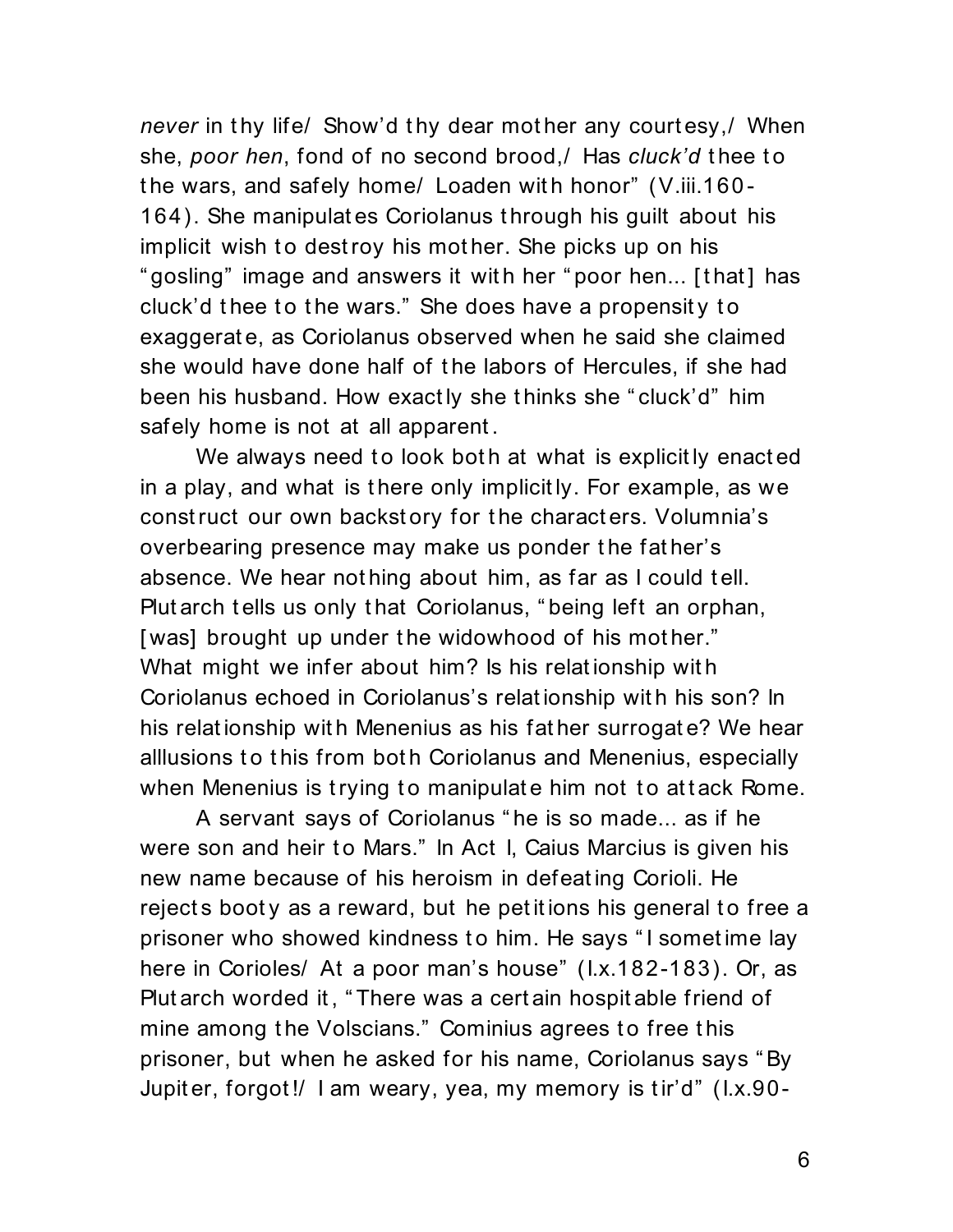*never* in thy life/ Show'd thy dear mother any courtesy,/ When she, *poor hen*, fond of no second brood,/ Has *cluck'd* thee to the wars, and safely home/ Loaden with honor" (V.iii.160-164). She manipulates Coriolanus through his guilt about his implicit wish to destroy his mother. She picks up on his "gosling" image and answers it with her "poor hen... [that] has cluck'd thee to the wars." She does have a propensity to exaggerate, as Coriolanus observed when he said she claimed she would have done half of the labors of Hercules, if she had been his husband. How exactly she thinks she "cluck'd" him safely home is not at all apparent.

We always need to look both at what is explicitly enacted in a play, and what is there only implicitly. For example, as we construct our own backstory for the characters. Volumnia's overbearing presence may make us ponder the father's absence. We hear nothing about him, as far as I could tell. Plutarch tells us only that Coriolanus, "being left an orphan, [was] brought up under the widowhood of his mother." What might we infer about him? Is his relationship with Coriolanus echoed in Coriolanus's relationship with his son? In his relationship with Menenius as his father surrogate? We hear alllusions to this from both Coriolanus and Menenius, especially when Menenius is trying to manipulate him not to attack Rome.

A servant says of Coriolanus "he is so made... as if he were son and heir to Mars." In Act I, Caius Marcius is given his new name because of his heroism in defeating Corioli. He rejects booty as a reward, but he petitions his general to free a prisoner who showed kindness to him. He says "I sometime lay here in Corioles/ At a poor man's house" (I.x.182-183). Or, as Plutarch worded it, "There was a certain hospitable friend of mine among the Volscians." Cominius agrees to free this prisoner, but when he asked for his name, Coriolanus says "By Jupiter, forgot!/ I am weary, yea, my memory is tir'd" (I.x.90-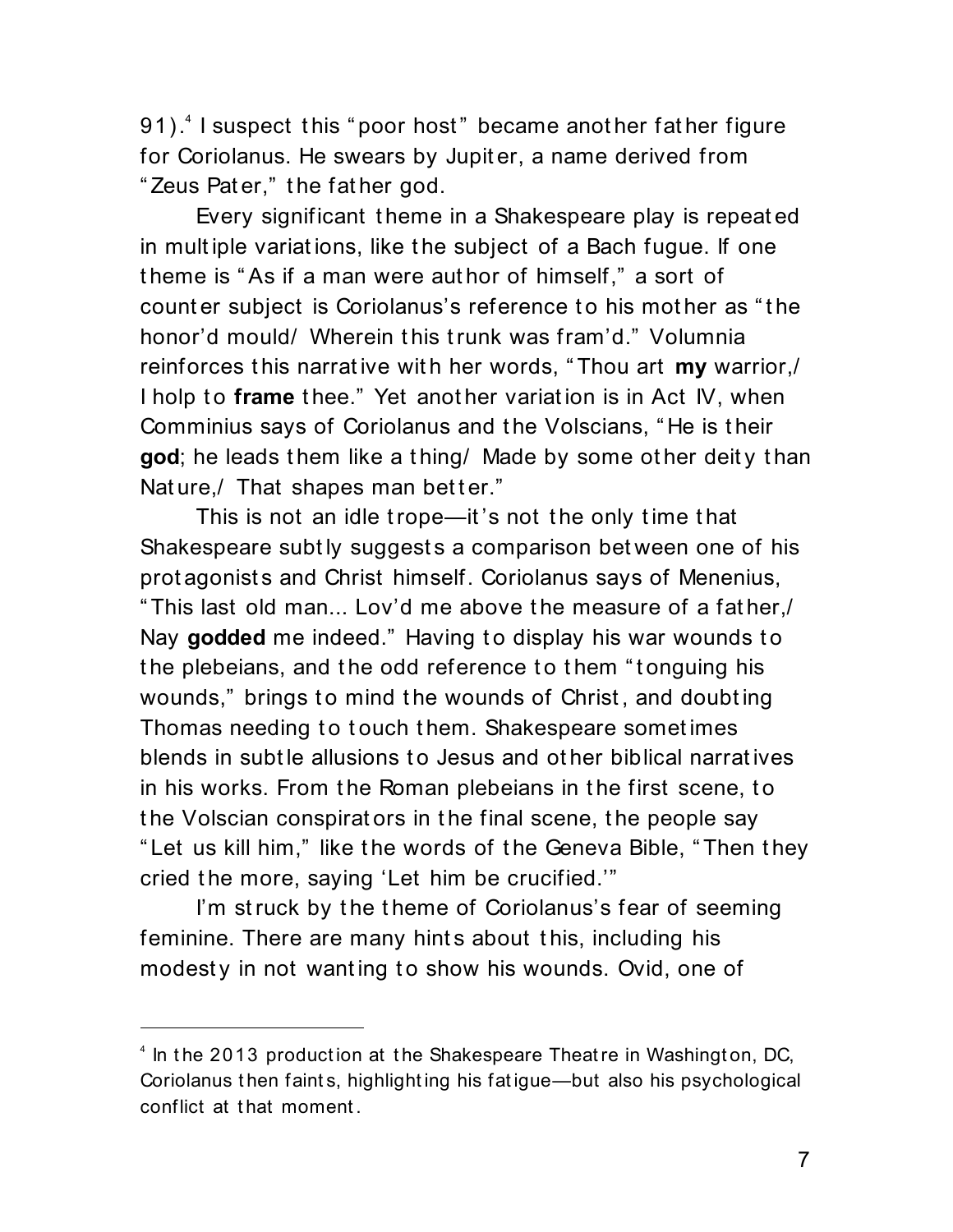91).[4] I suspect this "poor host" became another father figure for Coriolanus. He swears by Jupiter, a name derived from "Zeus Pater," the father god.

Every significant theme in a Shakespeare play is repeated in multiple variations, like the subject of a Bach fugue. If one theme is "As if a man were author of himself," a sort of counter subject is Coriolanus's reference to his mother as "the honor'd mould/ Wherein this trunk was fram'd." Volumnia reinforces this narrative with her words, "Thou art **my** warrior,/ I holp to **frame** thee." Yet another variation is in Act IV, when Comminius says of Coriolanus and the Volscians, "He is their **god**; he leads them like a thing/ Made by some other deity than Nature,/ That shapes man better."

This is not an idle trope—it's not the only time that Shakespeare subtly suggests a comparison between one of his protagonists and Christ himself. Coriolanus says of Menenius, "This last old man... Lov'd me above the measure of a father,/ Nay **godded** me indeed." Having to display his war wounds to the plebeians, and the odd reference to them "tonguing his wounds," brings to mind the wounds of Christ, and doubting Thomas needing to touch them. Shakespeare sometimes blends in subtle allusions to Jesus and other biblical narratives in his works. From the Roman plebeians in the first scene, to the Volscian conspirators in the final scene, the people say "Let us kill him," like the words of the Geneva Bible, "Then they cried the more, saying 'Let him be crucified.'"

I'm struck by the theme of Coriolanus's fear of seeming feminine. There are many hints about this, including his modesty in not wanting to show his wounds. Ovid, one of

---

[4] In the 2013 production at the Shakespeare Theatre in Washington, DC, Coriolanus then faints, highlighting his fatigue—but also his psychological conflict at that moment.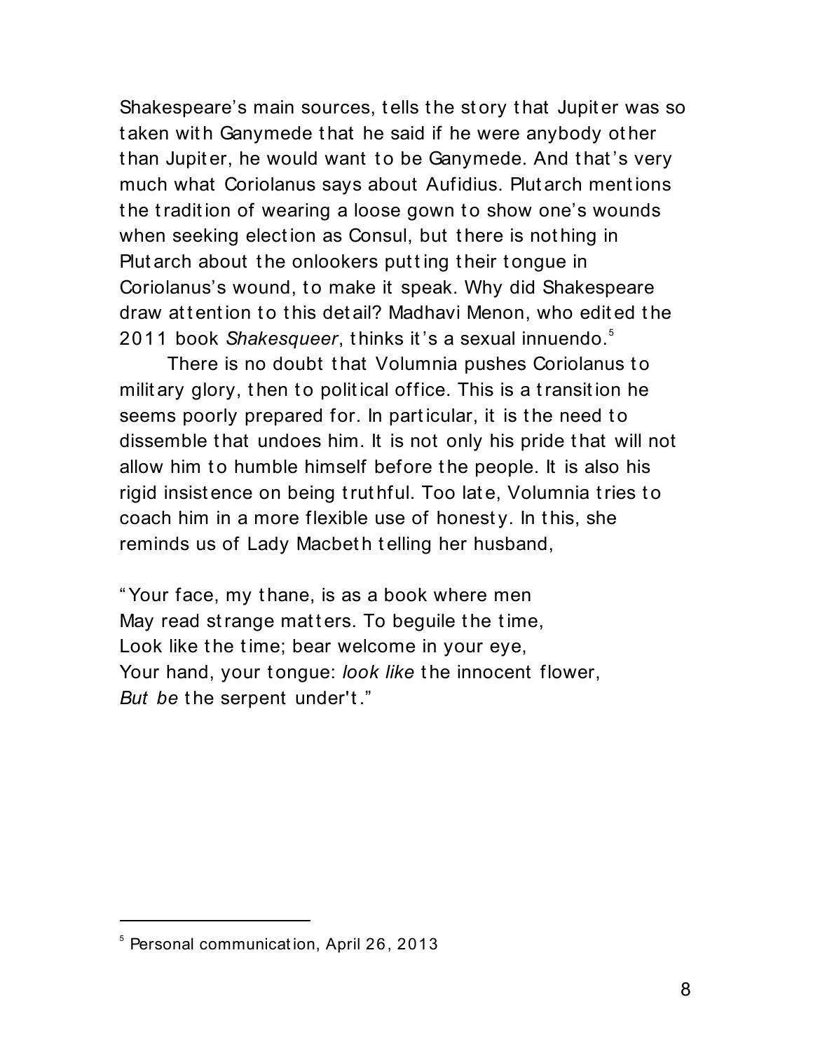Shakespeare's main sources, tells the story that Jupiter was so taken with Ganymede that he said if he were anybody other than Jupiter, he would want to be Ganymede. And that's very much what Coriolanus says about Aufidius. Plutarch mentions the tradition of wearing a loose gown to show one's wounds when seeking election as Consul, but there is nothing in Plutarch about the onlookers putting their tongue in Coriolanus's wound, to make it speak. Why did Shakespeare draw attention to this detail? Madhavi Menon, who edited the 2011 book *Shakesqueer*, thinks it's a sexual innuendo.[5]

There is no doubt that Volumnia pushes Coriolanus to military glory, then to political office. This is a transition he seems poorly prepared for. In particular, it is the need to dissemble that undoes him. It is not only his pride that will not allow him to humble himself before the people. It is also his rigid insistence on being truthful. Too late, Volumnia tries to coach him in a more flexible use of honesty. In this, she reminds us of Lady Macbeth telling her husband,

"Your face, my thane, is as a book where men
May read strange matters. To beguile the time,
Look like the time; bear welcome in your eye,
Your hand, your tongue: *look like* the innocent flower,
*But be* the serpent under't."

[5] Personal communication, April 26, 2013